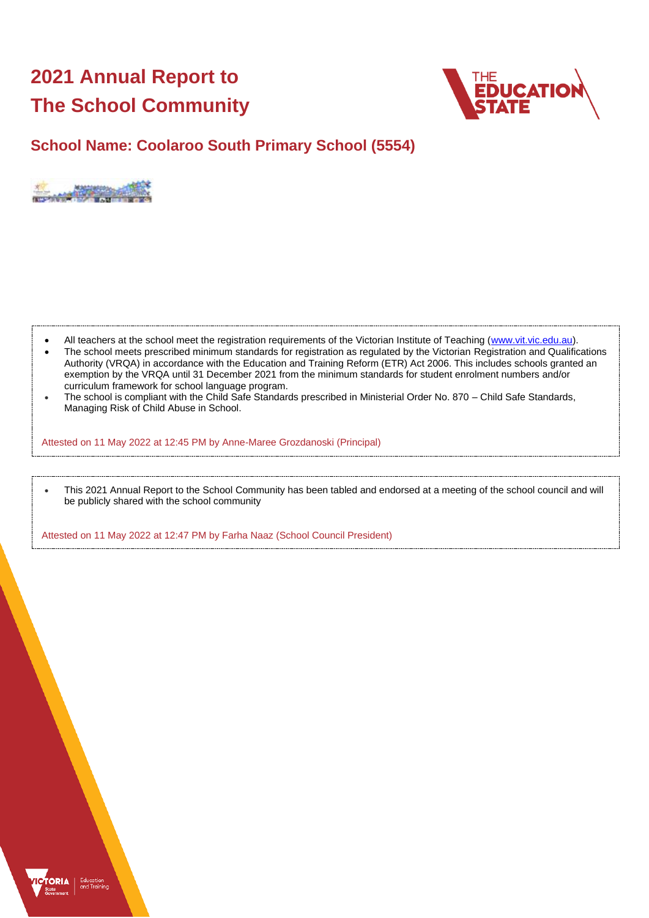# 2021 Annual Report to The School Community

## School Name: Coolaroo South Primary School (5554)

- All teachers at the school meet the registration requirements of the Victorian Institute of Teaching (www.vit.vic.edu.au).
- The school meets prescribed minimum standards for registration as regulated by the Victorian Registration and Qualifications Authority (VRQA) in accordance with the Education and Training Reform (ETR) Act 2006. This includes schools granted an exemption by the VRQA until 31 December 2021 from the minimum standards for student enrolment numbers and/or curriculum framework for school language program.
- The school is compliant with the Child Safe Standards prescribed in Ministerial Order No. 870 – Child Safe Standards, Managing Risk of Child Abuse in School.

Attested on 11 May 2022 at 12:45 PM by Anne-Maree Grozdanoski (Principal)

- This 2021 Annual Report to the School Community has been tabled and endorsed at a meeting of the school council and will be publicly shared with the school community

Attested on 11 May 2022 at 12:47 PM by Farha Naaz (School Council President)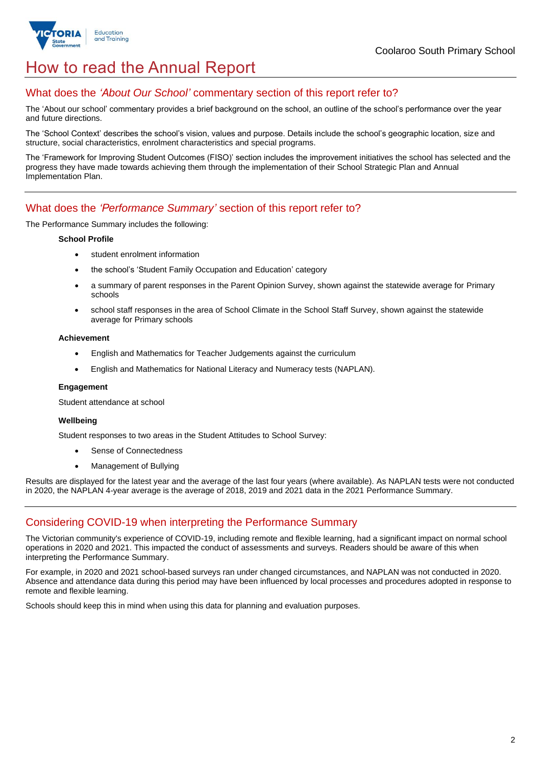# How to read the Annual Report

## What does the *'About Our School'* commentary section of this report refer to?

The 'About our school' commentary provides a brief background on the school, an outline of the school's performance over the year and future directions.

The 'School Context' describes the school's vision, values and purpose. Details include the school's geographic location, size and structure, social characteristics, enrolment characteristics and special programs.

The 'Framework for Improving Student Outcomes (FISO)' section includes the improvement initiatives the school has selected and the progress they have made towards achieving them through the implementation of their School Strategic Plan and Annual Implementation Plan.

## What does the *'Performance Summary'* section of this report refer to?

The Performance Summary includes the following:

**School Profile**

- student enrolment information
- the school's 'Student Family Occupation and Education' category
- a summary of parent responses in the Parent Opinion Survey, shown against the statewide average for Primary schools
- school staff responses in the area of School Climate in the School Staff Survey, shown against the statewide average for Primary schools

**Achievement**

- English and Mathematics for Teacher Judgements against the curriculum
- English and Mathematics for National Literacy and Numeracy tests (NAPLAN).

**Engagement**

Student attendance at school

**Wellbeing**

Student responses to two areas in the Student Attitudes to School Survey:

- Sense of Connectedness
- Management of Bullying

Results are displayed for the latest year and the average of the last four years (where available). As NAPLAN tests were not conducted in 2020, the NAPLAN 4-year average is the average of 2018, 2019 and 2021 data in the 2021 Performance Summary.

## Considering COVID-19 when interpreting the Performance Summary

The Victorian community's experience of COVID-19, including remote and flexible learning, had a significant impact on normal school operations in 2020 and 2021. This impacted the conduct of assessments and surveys. Readers should be aware of this when interpreting the Performance Summary.

For example, in 2020 and 2021 school-based surveys ran under changed circumstances, and NAPLAN was not conducted in 2020. Absence and attendance data during this period may have been influenced by local processes and procedures adopted in response to remote and flexible learning.

Schools should keep this in mind when using this data for planning and evaluation purposes.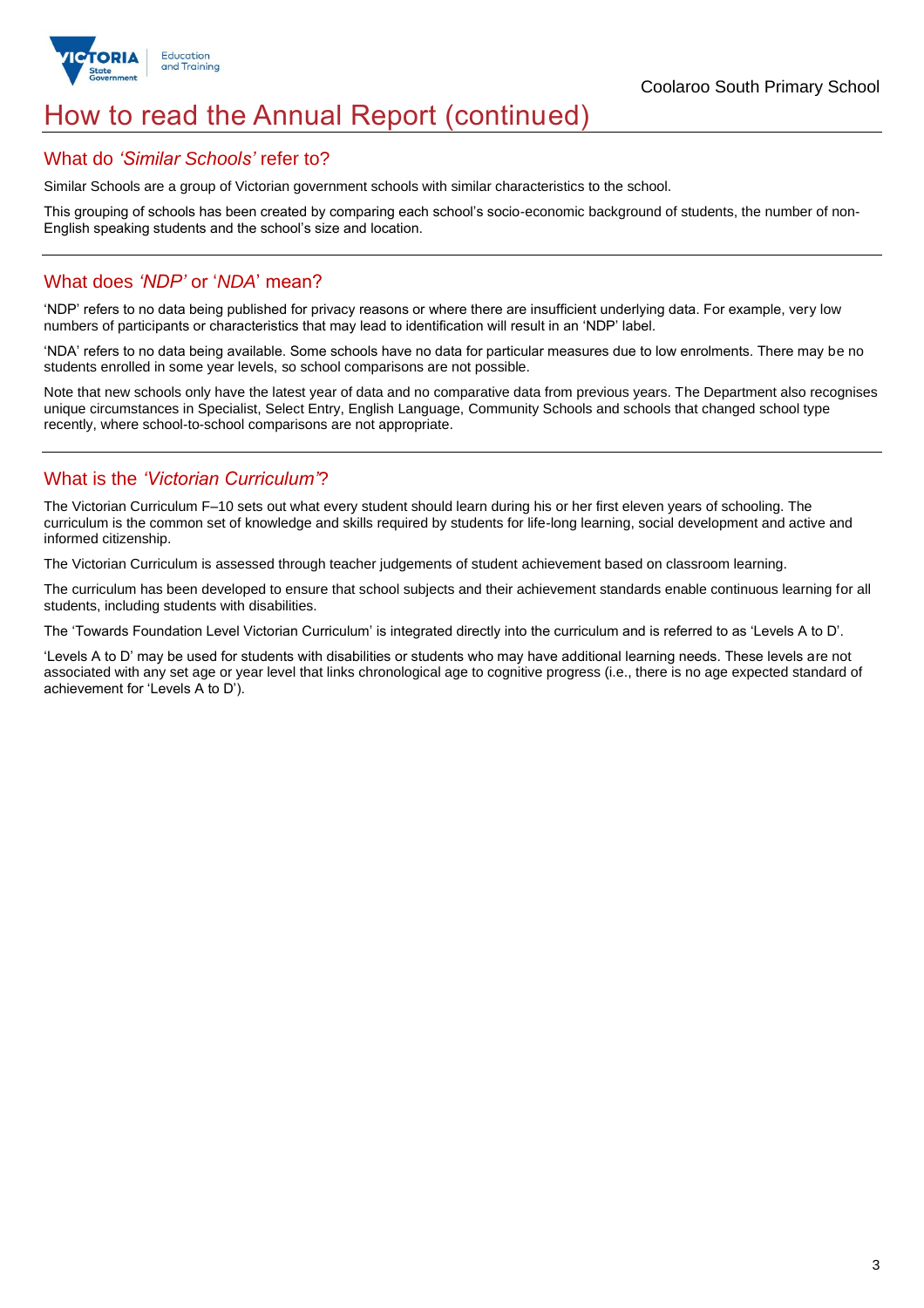# How to read the Annual Report (continued)

## What do *'Similar Schools'* refer to?

Similar Schools are a group of Victorian government schools with similar characteristics to the school.

This grouping of schools has been created by comparing each school's socio-economic background of students, the number of non-English speaking students and the school's size and location.

## What does *'NDP'* or '*NDA*' mean?

'NDP' refers to no data being published for privacy reasons or where there are insufficient underlying data. For example, very low numbers of participants or characteristics that may lead to identification will result in an 'NDP' label.

'NDA' refers to no data being available. Some schools have no data for particular measures due to low enrolments. There may be no students enrolled in some year levels, so school comparisons are not possible.

Note that new schools only have the latest year of data and no comparative data from previous years. The Department also recognises unique circumstances in Specialist, Select Entry, English Language, Community Schools and schools that changed school type recently, where school-to-school comparisons are not appropriate.

## What is the *'Victorian Curriculum'*?

The Victorian Curriculum F–10 sets out what every student should learn during his or her first eleven years of schooling. The curriculum is the common set of knowledge and skills required by students for life-long learning, social development and active and informed citizenship.

The Victorian Curriculum is assessed through teacher judgements of student achievement based on classroom learning.

The curriculum has been developed to ensure that school subjects and their achievement standards enable continuous learning for all students, including students with disabilities.

The 'Towards Foundation Level Victorian Curriculum' is integrated directly into the curriculum and is referred to as 'Levels A to D'.

'Levels A to D' may be used for students with disabilities or students who may have additional learning needs. These levels are not associated with any set age or year level that links chronological age to cognitive progress (i.e., there is no age expected standard of achievement for 'Levels A to D').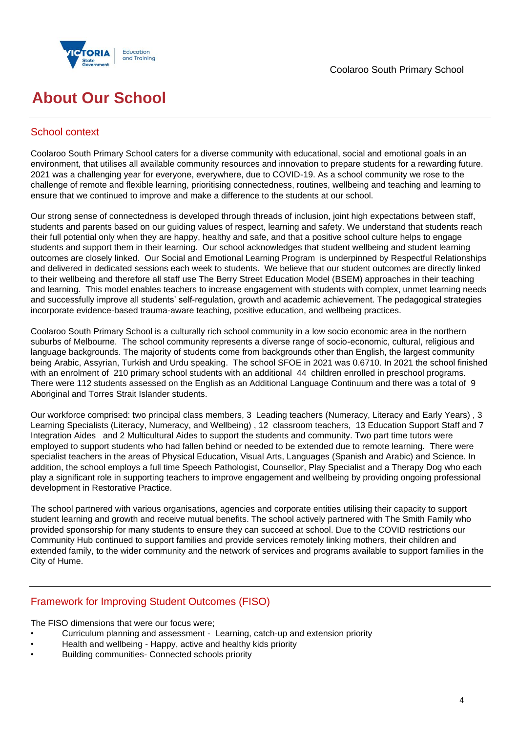Coolaroo South Primary School

# About Our School

## School context

Coolaroo South Primary School caters for a diverse community with educational, social and emotional goals in an environment, that utilises all available community resources and innovation to prepare students for a rewarding future. 2021 was a challenging year for everyone, everywhere, due to COVID-19. As a school community we rose to the challenge of remote and flexible learning, prioritising connectedness, routines, wellbeing and teaching and learning to ensure that we continued to improve and make a difference to the students at our school.

Our strong sense of connectedness is developed through threads of inclusion, joint high expectations between staff, students and parents based on our guiding values of respect, learning and safety. We understand that students reach their full potential only when they are happy, healthy and safe, and that a positive school culture helps to engage students and support them in their learning. Our school acknowledges that student wellbeing and student learning outcomes are closely linked. Our Social and Emotional Learning Program is underpinned by Respectful Relationships and delivered in dedicated sessions each week to students. We believe that our student outcomes are directly linked to their wellbeing and therefore all staff use The Berry Street Education Model (BSEM) approaches in their teaching and learning. This model enables teachers to increase engagement with students with complex, unmet learning needs and successfully improve all students' self-regulation, growth and academic achievement. The pedagogical strategies incorporate evidence-based trauma-aware teaching, positive education, and wellbeing practices.

Coolaroo South Primary School is a culturally rich school community in a low socio economic area in the northern suburbs of Melbourne. The school community represents a diverse range of socio-economic, cultural, religious and language backgrounds. The majority of students come from backgrounds other than English, the largest community being Arabic, Assyrian, Turkish and Urdu speaking. The school SFOE in 2021 was 0.6710. In 2021 the school finished with an enrolment of 210 primary school students with an additional 44 children enrolled in preschool programs. There were 112 students assessed on the English as an Additional Language Continuum and there was a total of 9 Aboriginal and Torres Strait Islander students.

Our workforce comprised: two principal class members, 3 Leading teachers (Numeracy, Literacy and Early Years) , 3 Learning Specialists (Literacy, Numeracy, and Wellbeing) , 12 classroom teachers, 13 Education Support Staff and 7 Integration Aides and 2 Multicultural Aides to support the students and community. Two part time tutors were employed to support students who had fallen behind or needed to be extended due to remote learning. There were specialist teachers in the areas of Physical Education, Visual Arts, Languages (Spanish and Arabic) and Science. In addition, the school employs a full time Speech Pathologist, Counsellor, Play Specialist and a Therapy Dog who each play a significant role in supporting teachers to improve engagement and wellbeing by providing ongoing professional development in Restorative Practice.

The school partnered with various organisations, agencies and corporate entities utilising their capacity to support student learning and growth and receive mutual benefits. The school actively partnered with The Smith Family who provided sponsorship for many students to ensure they can succeed at school. Due to the COVID restrictions our Community Hub continued to support families and provide services remotely linking mothers, their children and extended family, to the wider community and the network of services and programs available to support families in the City of Hume.

## Framework for Improving Student Outcomes (FISO)

The FISO dimensions that were our focus were;

- Curriculum planning and assessment - Learning, catch-up and extension priority
- Health and wellbeing - Happy, active and healthy kids priority
- Building communities- Connected schools priority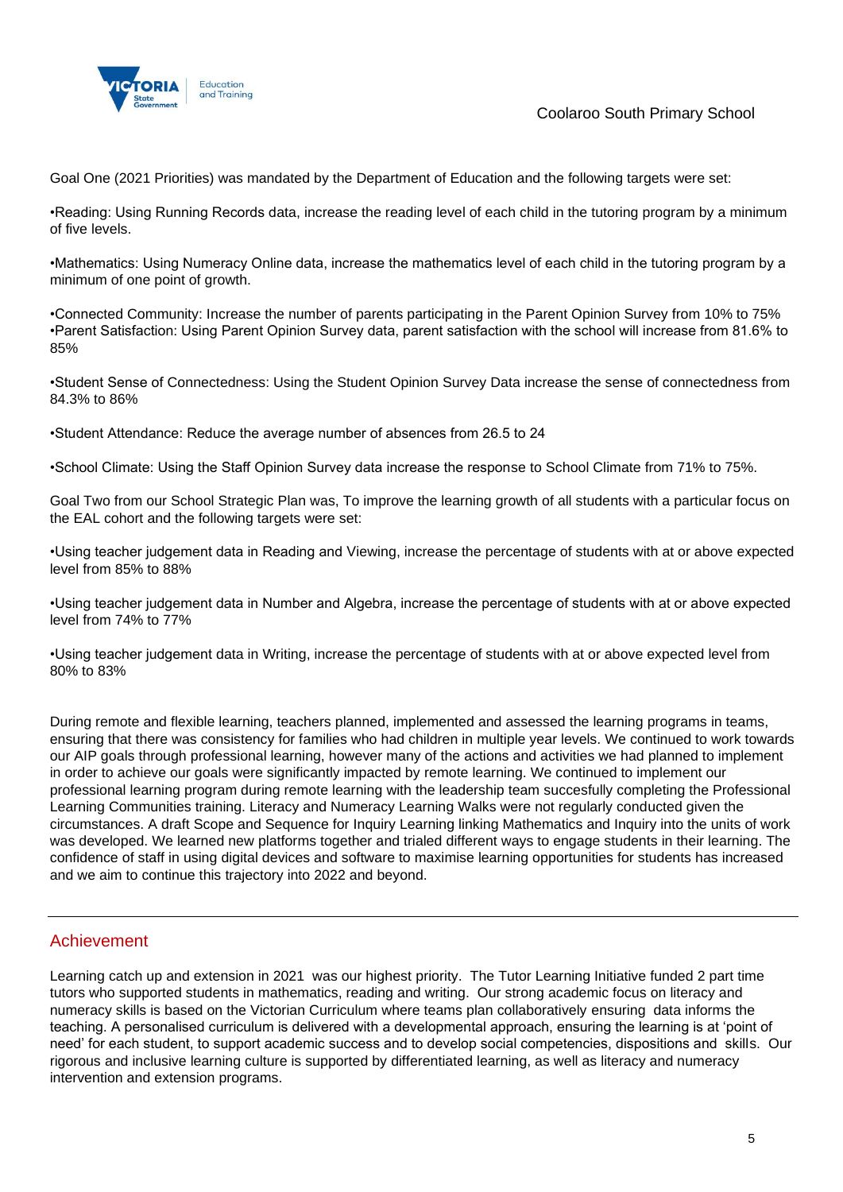Goal One (2021 Priorities) was mandated by the Department of Education and the following targets were set:

•Reading: Using Running Records data, increase the reading level of each child in the tutoring program by a minimum of five levels.

•Mathematics: Using Numeracy Online data, increase the mathematics level of each child in the tutoring program by a minimum of one point of growth.

•Connected Community: Increase the number of parents participating in the Parent Opinion Survey from 10% to 75%
•Parent Satisfaction: Using Parent Opinion Survey data, parent satisfaction with the school will increase from 81.6% to 85%

•Student Sense of Connectedness: Using the Student Opinion Survey Data increase the sense of connectedness from 84.3% to 86%

•Student Attendance: Reduce the average number of absences from 26.5 to 24

•School Climate: Using the Staff Opinion Survey data increase the response to School Climate from 71% to 75%.

Goal Two from our School Strategic Plan was, To improve the learning growth of all students with a particular focus on the EAL cohort and the following targets were set:

•Using teacher judgement data in Reading and Viewing, increase the percentage of students with at or above expected level from 85% to 88%

•Using teacher judgement data in Number and Algebra, increase the percentage of students with at or above expected level from 74% to 77%

•Using teacher judgement data in Writing, increase the percentage of students with at or above expected level from 80% to 83%

During remote and flexible learning, teachers planned, implemented and assessed the learning programs in teams, ensuring that there was consistency for families who had children in multiple year levels. We continued to work towards our AIP goals through professional learning, however many of the actions and activities we had planned to implement in order to achieve our goals were significantly impacted by remote learning. We continued to implement our professional learning program during remote learning with the leadership team succesfully completing the Professional Learning Communities training. Literacy and Numeracy Learning Walks were not regularly conducted given the circumstances. A draft Scope and Sequence for Inquiry Learning linking Mathematics and Inquiry into the units of work was developed. We learned new platforms together and trialed different ways to engage students in their learning. The confidence of staff in using digital devices and software to maximise learning opportunities for students has increased and we aim to continue this trajectory into 2022 and beyond.

## Achievement

Learning catch up and extension in 2021 was our highest priority. The Tutor Learning Initiative funded 2 part time tutors who supported students in mathematics, reading and writing. Our strong academic focus on literacy and numeracy skills is based on the Victorian Curriculum where teams plan collaboratively ensuring data informs the teaching. A personalised curriculum is delivered with a developmental approach, ensuring the learning is at 'point of need' for each student, to support academic success and to develop social competencies, dispositions and skills. Our rigorous and inclusive learning culture is supported by differentiated learning, as well as literacy and numeracy intervention and extension programs.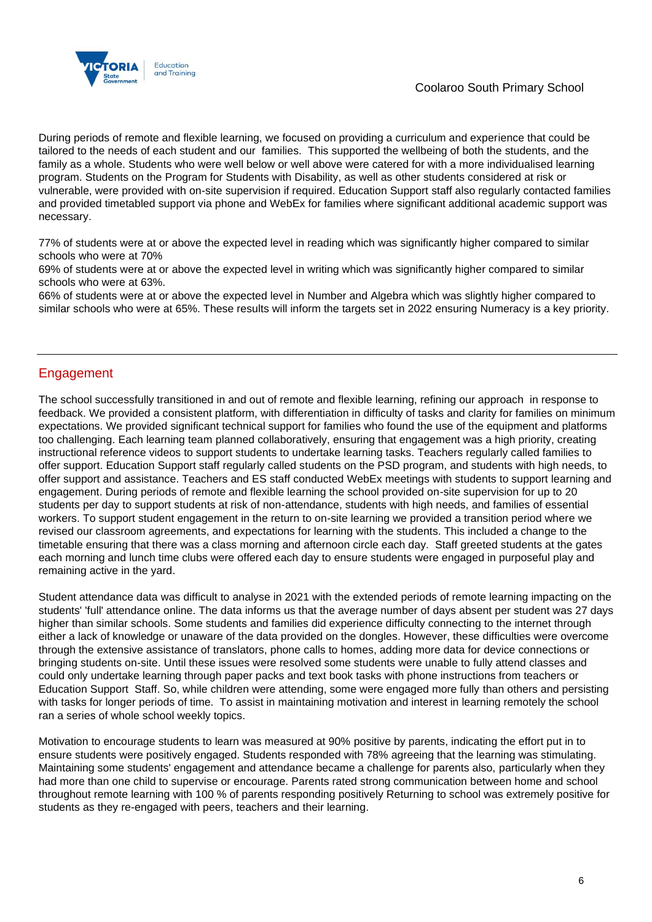During periods of remote and flexible learning, we focused on providing a curriculum and experience that could be tailored to the needs of each student and our families. This supported the wellbeing of both the students, and the family as a whole. Students who were well below or well above were catered for with a more individualised learning program. Students on the Program for Students with Disability, as well as other students considered at risk or vulnerable, were provided with on-site supervision if required. Education Support staff also regularly contacted families and provided timetabled support via phone and WebEx for families where significant additional academic support was necessary.

77% of students were at or above the expected level in reading which was significantly higher compared to similar schools who were at 70%
69% of students were at or above the expected level in writing which was significantly higher compared to similar schools who were at 63%.
66% of students were at or above the expected level in Number and Algebra which was slightly higher compared to similar schools who were at 65%. These results will inform the targets set in 2022 ensuring Numeracy is a key priority.

## Engagement

The school successfully transitioned in and out of remote and flexible learning, refining our approach in response to feedback. We provided a consistent platform, with differentiation in difficulty of tasks and clarity for families on minimum expectations. We provided significant technical support for families who found the use of the equipment and platforms too challenging. Each learning team planned collaboratively, ensuring that engagement was a high priority, creating instructional reference videos to support students to undertake learning tasks. Teachers regularly called families to offer support. Education Support staff regularly called students on the PSD program, and students with high needs, to offer support and assistance. Teachers and ES staff conducted WebEx meetings with students to support learning and engagement. During periods of remote and flexible learning the school provided on-site supervision for up to 20 students per day to support students at risk of non-attendance, students with high needs, and families of essential workers. To support student engagement in the return to on-site learning we provided a transition period where we revised our classroom agreements, and expectations for learning with the students. This included a change to the timetable ensuring that there was a class morning and afternoon circle each day. Staff greeted students at the gates each morning and lunch time clubs were offered each day to ensure students were engaged in purposeful play and remaining active in the yard.

Student attendance data was difficult to analyse in 2021 with the extended periods of remote learning impacting on the students' 'full' attendance online. The data informs us that the average number of days absent per student was 27 days higher than similar schools. Some students and families did experience difficulty connecting to the internet through either a lack of knowledge or unaware of the data provided on the dongles. However, these difficulties were overcome through the extensive assistance of translators, phone calls to homes, adding more data for device connections or bringing students on-site. Until these issues were resolved some students were unable to fully attend classes and could only undertake learning through paper packs and text book tasks with phone instructions from teachers or Education Support Staff. So, while children were attending, some were engaged more fully than others and persisting with tasks for longer periods of time. To assist in maintaining motivation and interest in learning remotely the school ran a series of whole school weekly topics.

Motivation to encourage students to learn was measured at 90% positive by parents, indicating the effort put in to ensure students were positively engaged. Students responded with 78% agreeing that the learning was stimulating. Maintaining some students' engagement and attendance became a challenge for parents also, particularly when they had more than one child to supervise or encourage. Parents rated strong communication between home and school throughout remote learning with 100 % of parents responding positively Returning to school was extremely positive for students as they re-engaged with peers, teachers and their learning.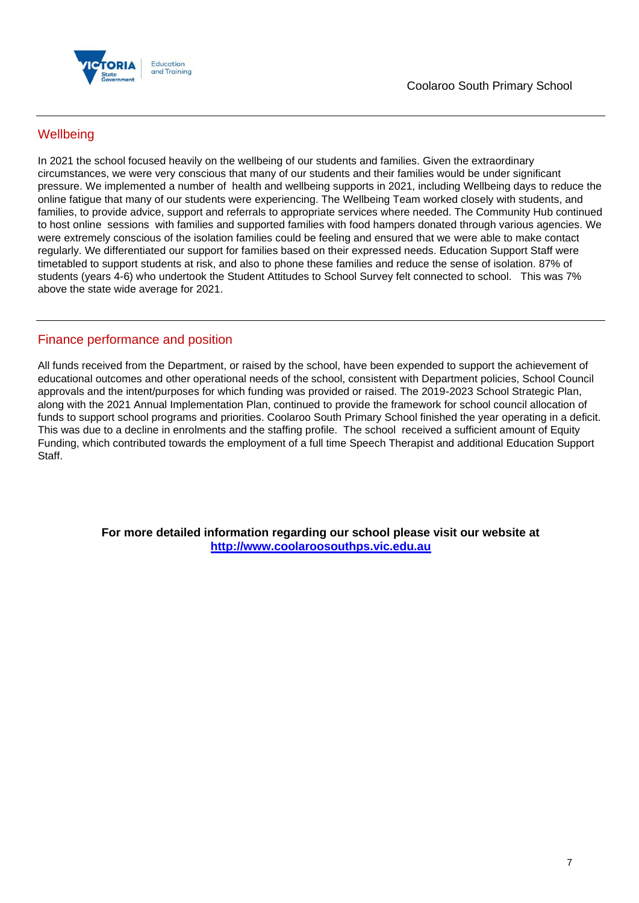## Wellbeing

In 2021 the school focused heavily on the wellbeing of our students and families. Given the extraordinary circumstances, we were very conscious that many of our students and their families would be under significant pressure. We implemented a number of health and wellbeing supports in 2021, including Wellbeing days to reduce the online fatigue that many of our students were experiencing. The Wellbeing Team worked closely with students, and families, to provide advice, support and referrals to appropriate services where needed. The Community Hub continued to host online sessions with families and supported families with food hampers donated through various agencies. We were extremely conscious of the isolation families could be feeling and ensured that we were able to make contact regularly. We differentiated our support for families based on their expressed needs. Education Support Staff were timetabled to support students at risk, and also to phone these families and reduce the sense of isolation. 87% of students (years 4-6) who undertook the Student Attitudes to School Survey felt connected to school. This was 7% above the state wide average for 2021.

## Finance performance and position

All funds received from the Department, or raised by the school, have been expended to support the achievement of educational outcomes and other operational needs of the school, consistent with Department policies, School Council approvals and the intent/purposes for which funding was provided or raised. The 2019-2023 School Strategic Plan, along with the 2021 Annual Implementation Plan, continued to provide the framework for school council allocation of funds to support school programs and priorities. Coolaroo South Primary School finished the year operating in a deficit. This was due to a decline in enrolments and the staffing profile. The school received a sufficient amount of Equity Funding, which contributed towards the employment of a full time Speech Therapist and additional Education Support Staff.

**For more detailed information regarding our school please visit our website at [http://www.coolaroosouthps.vic.edu.au](http://www.coolaroosouthps.vic.edu.au)**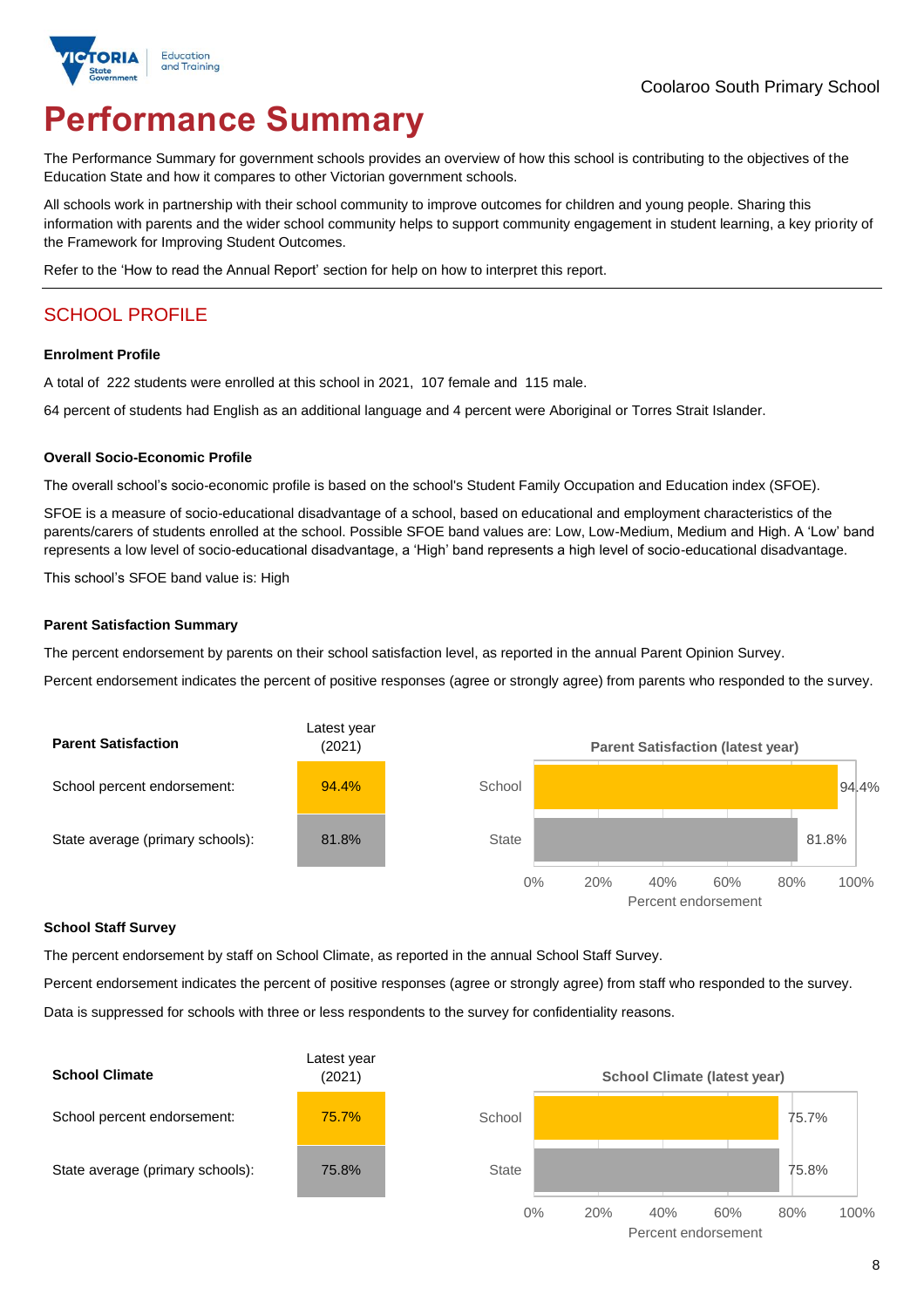Coolaroo South Primary School

# Performance Summary

The Performance Summary for government schools provides an overview of how this school is contributing to the objectives of the Education State and how it compares to other Victorian government schools.

All schools work in partnership with their school community to improve outcomes for children and young people. Sharing this information with parents and the wider school community helps to support community engagement in student learning, a key priority of the Framework for Improving Student Outcomes.

Refer to the 'How to read the Annual Report' section for help on how to interpret this report.

## SCHOOL PROFILE

### Enrolment Profile

A total of 222 students were enrolled at this school in 2021, 107 female and 115 male.

64 percent of students had English as an additional language and 4 percent were Aboriginal or Torres Strait Islander.

### Overall Socio-Economic Profile

The overall school's socio-economic profile is based on the school's Student Family Occupation and Education index (SFOE).

SFOE is a measure of socio-educational disadvantage of a school, based on educational and employment characteristics of the parents/carers of students enrolled at the school. Possible SFOE band values are: Low, Low-Medium, Medium and High. A 'Low' band represents a low level of socio-educational disadvantage, a 'High' band represents a high level of socio-educational disadvantage.

This school's SFOE band value is: High

### Parent Satisfaction Summary

The percent endorsement by parents on their school satisfaction level, as reported in the annual Parent Opinion Survey.

Percent endorsement indicates the percent of positive responses (agree or strongly agree) from parents who responded to the survey.

| Parent Satisfaction | Latest year (2021) |
|---|---|
| School percent endorsement: | 94.4% |
| State average (primary schools): | 81.8% |

**Parent Satisfaction (latest year)**

| | Percent endorsement |
|---|---|
| School | 94.4% |
| State | 81.8% |

### School Staff Survey

The percent endorsement by staff on School Climate, as reported in the annual School Staff Survey.

Percent endorsement indicates the percent of positive responses (agree or strongly agree) from staff who responded to the survey.

Data is suppressed for schools with three or less respondents to the survey for confidentiality reasons.

| School Climate | Latest year (2021) |
|---|---|
| School percent endorsement: | 75.7% |
| State average (primary schools): | 75.8% |

**School Climate (latest year)**

| | Percent endorsement |
|---|---|
| School | 75.7% |
| State | 75.8% |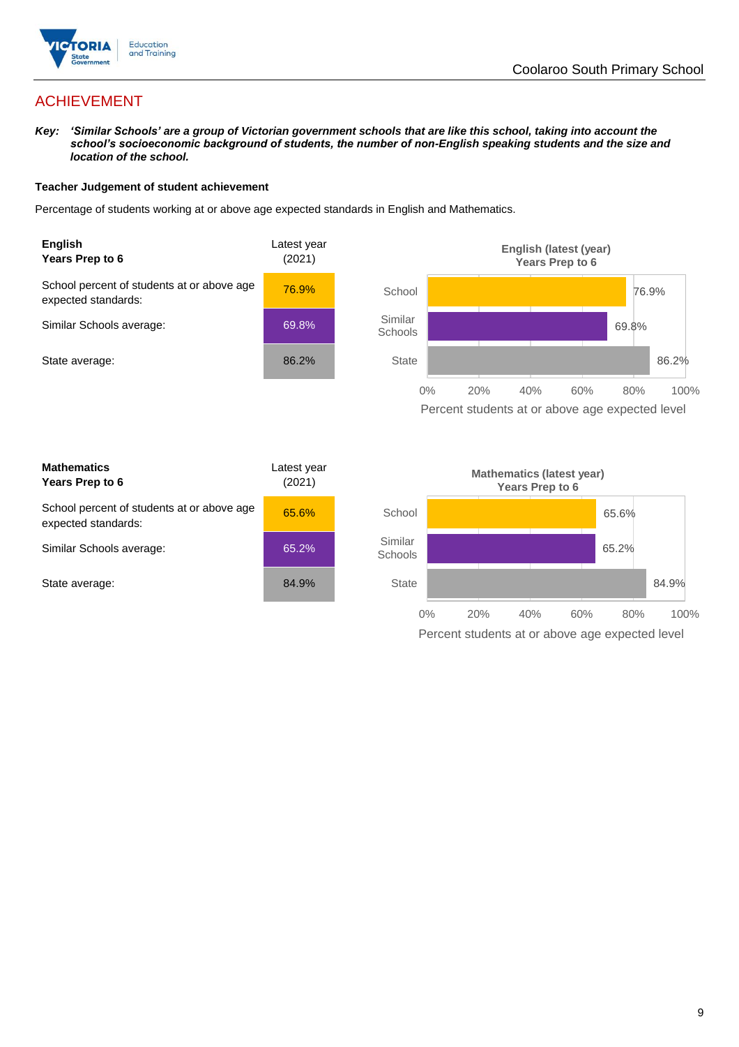## ACHIEVEMENT

***Key:*** ***'Similar Schools' are a group of Victorian government schools that are like this school, taking into account the school's socioeconomic background of students, the number of non-English speaking students and the size and location of the school.***

**Teacher Judgement of student achievement**

Percentage of students working at or above age expected standards in English and Mathematics.

| **English**<br>**Years Prep to 6** | Latest year (2021) |
|---|---|
| School percent of students at or above age expected standards: | 76.9% |
| Similar Schools average: | 69.8% |
| State average: | 86.2% |

**English (latest (year) Years Prep to 6**

| | Percent students at or above age expected level |
|---|---|
| School | 76.9% |
| Similar Schools | 69.8% |
| State | 86.2% |

| **Mathematics**<br>**Years Prep to 6** | Latest year (2021) |
|---|---|
| School percent of students at or above age expected standards: | 65.6% |
| Similar Schools average: | 65.2% |
| State average: | 84.9% |

**Mathematics (latest year) Years Prep to 6**

| | Percent students at or above age expected level |
|---|---|
| School | 65.6% |
| Similar Schools | 65.2% |
| State | 84.9% |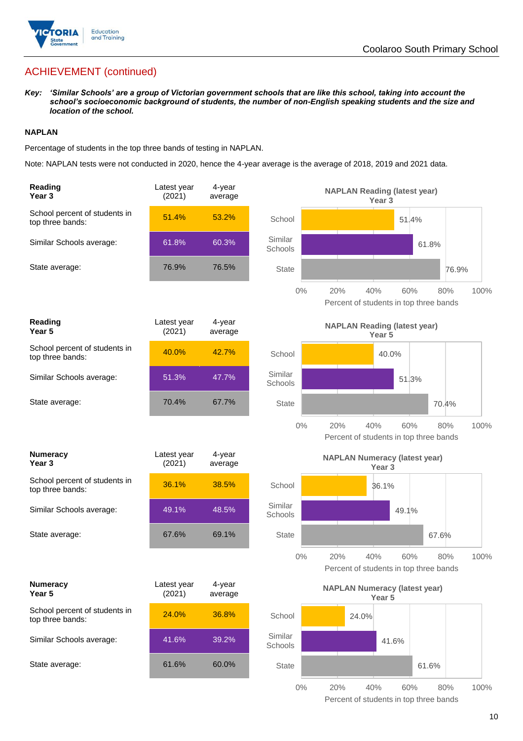## ACHIEVEMENT (continued)

***Key:*** ***'Similar Schools' are a group of Victorian government schools that are like this school, taking into account the school's socioeconomic background of students, the number of non-English speaking students and the size and location of the school.***

### NAPLAN

Percentage of students in the top three bands of testing in NAPLAN.

Note: NAPLAN tests were not conducted in 2020, hence the 4-year average is the average of 2018, 2019 and 2021 data.

| Reading Year 3 | Latest year (2021) | 4-year average |
|---|---|---|
| School percent of students in top three bands: | 51.4% | 53.2% |
| Similar Schools average: | 61.8% | 60.3% |
| State average: | 76.9% | 76.5% |

**NAPLAN Reading (latest year) Year 3**

| | Percent of students in top three bands |
|---|---|
| School | 51.4% |
| Similar Schools | 61.8% |
| State | 76.9% |

| Reading Year 5 | Latest year (2021) | 4-year average |
|---|---|---|
| School percent of students in top three bands: | 40.0% | 42.7% |
| Similar Schools average: | 51.3% | 47.7% |
| State average: | 70.4% | 67.7% |

**NAPLAN Reading (latest year) Year 5**

| | Percent of students in top three bands |
|---|---|
| School | 40.0% |
| Similar Schools | 51.3% |
| State | 70.4% |

| Numeracy Year 3 | Latest year (2021) | 4-year average |
|---|---|---|
| School percent of students in top three bands: | 36.1% | 38.5% |
| Similar Schools average: | 49.1% | 48.5% |
| State average: | 67.6% | 69.1% |

**NAPLAN Numeracy (latest year) Year 3**

| | Percent of students in top three bands |
|---|---|
| School | 36.1% |
| Similar Schools | 49.1% |
| State | 67.6% |

| Numeracy Year 5 | Latest year (2021) | 4-year average |
|---|---|---|
| School percent of students in top three bands: | 24.0% | 36.8% |
| Similar Schools average: | 41.6% | 39.2% |
| State average: | 61.6% | 60.0% |

**NAPLAN Numeracy (latest year) Year 5**

| | Percent of students in top three bands |
|---|---|
| School | 24.0% |
| Similar Schools | 41.6% |
| State | 61.6% |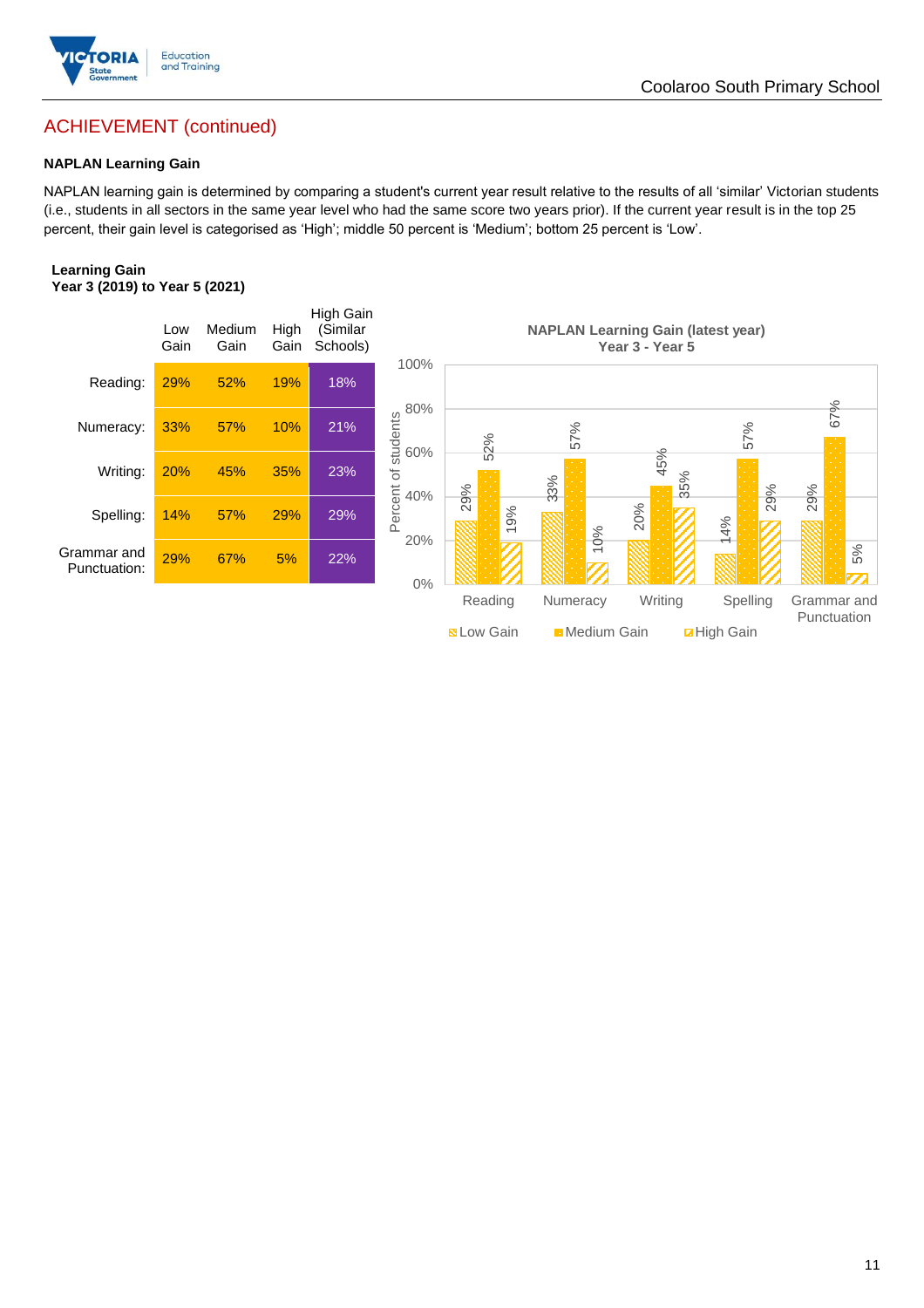## ACHIEVEMENT (continued)

### NAPLAN Learning Gain

NAPLAN learning gain is determined by comparing a student's current year result relative to the results of all 'similar' Victorian students (i.e., students in all sectors in the same year level who had the same score two years prior). If the current year result is in the top 25 percent, their gain level is categorised as 'High'; middle 50 percent is 'Medium'; bottom 25 percent is 'Low'.

**Learning Gain**
**Year 3 (2019) to Year 5 (2021)**

| | Low Gain | Medium Gain | High Gain | High Gain (Similar Schools) |
|---|---|---|---|---|
| Reading: | 29% | 52% | 19% | 18% |
| Numeracy: | 33% | 57% | 10% | 21% |
| Writing: | 20% | 45% | 35% | 23% |
| Spelling: | 14% | 57% | 29% | 29% |
| Grammar and Punctuation: | 29% | 67% | 5% | 22% |

**NAPLAN Learning Gain (latest year)**
**Year 3 - Year 5**

| | Low Gain | Medium Gain | High Gain |
|---|---|---|---|
| Reading | 29% | 52% | 19% |
| Numeracy | 33% | 57% | 10% |
| Writing | 20% | 45% | 35% |
| Spelling | 14% | 57% | 29% |
| Grammar and Punctuation | 29% | 67% | 5% |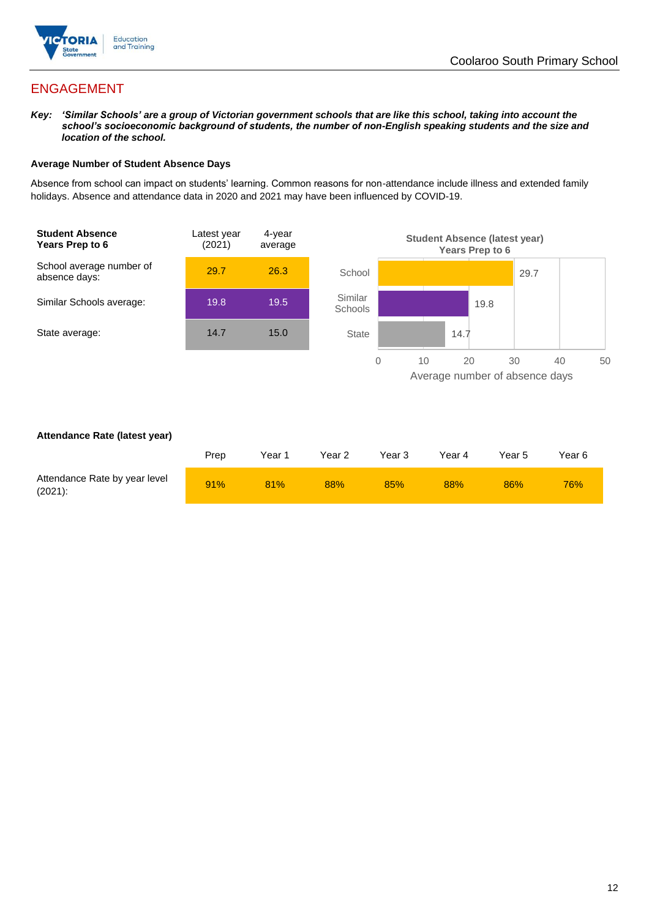## ENGAGEMENT

***Key:** 'Similar Schools' are a group of Victorian government schools that are like this school, taking into account the school's socioeconomic background of students, the number of non-English speaking students and the size and location of the school.*

### Average Number of Student Absence Days

Absence from school can impact on students' learning. Common reasons for non-attendance include illness and extended family holidays. Absence and attendance data in 2020 and 2021 may have been influenced by COVID-19.

| Student Absence Years Prep to 6 | Latest year (2021) | 4-year average |
|---|---|---|
| School average number of absence days: | 29.7 | 26.3 |
| Similar Schools average: | 19.8 | 19.5 |
| State average: | 14.7 | 15.0 |

**Student Absence (latest year) Years Prep to 6**

| | Average number of absence days |
|---|---|
| School | 29.7 |
| Similar Schools | 19.8 |
| State | 14.7 |

### Attendance Rate (latest year)

| | Prep | Year 1 | Year 2 | Year 3 | Year 4 | Year 5 | Year 6 |
|---|---|---|---|---|---|---|---|
| Attendance Rate by year level (2021): | 91% | 81% | 88% | 85% | 88% | 86% | 76% |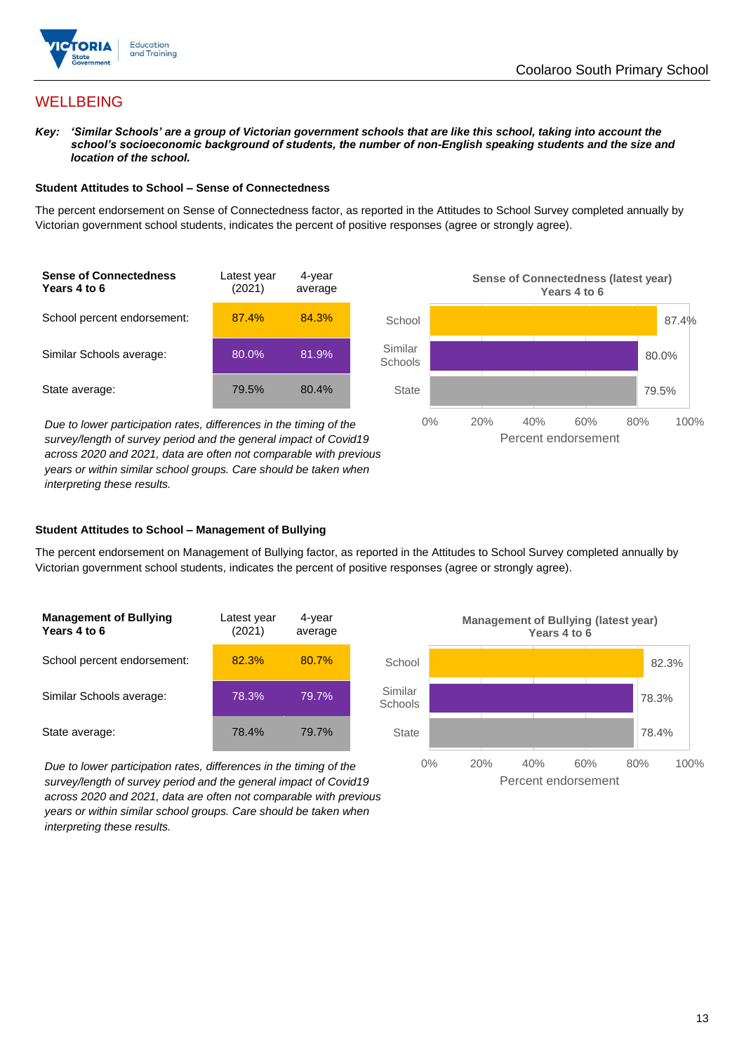# WELLBEING

***Key:** 'Similar Schools' are a group of Victorian government schools that are like this school, taking into account the school's socioeconomic background of students, the number of non-English speaking students and the size and location of the school.*

### Student Attitudes to School – Sense of Connectedness

The percent endorsement on Sense of Connectedness factor, as reported in the Attitudes to School Survey completed annually by Victorian government school students, indicates the percent of positive responses (agree or strongly agree).

| Sense of Connectedness Years 4 to 6 | Latest year (2021) | 4-year average |
|---|---|---|
| School percent endorsement: | 87.4% | 84.3% |
| Similar Schools average: | 80.0% | 81.9% |
| State average: | 79.5% | 80.4% |

*Due to lower participation rates, differences in the timing of the survey/length of survey period and the general impact of Covid19 across 2020 and 2021, data are often not comparable with previous years or within similar school groups. Care should be taken when interpreting these results.*

**Sense of Connectedness (latest year) Years 4 to 6**

| | Percent endorsement |
|---|---|
| School | 87.4% |
| Similar Schools | 80.0% |
| State | 79.5% |

### Student Attitudes to School – Management of Bullying

The percent endorsement on Management of Bullying factor, as reported in the Attitudes to School Survey completed annually by Victorian government school students, indicates the percent of positive responses (agree or strongly agree).

| Management of Bullying Years 4 to 6 | Latest year (2021) | 4-year average |
|---|---|---|
| School percent endorsement: | 82.3% | 80.7% |
| Similar Schools average: | 78.3% | 79.7% |
| State average: | 78.4% | 79.7% |

*Due to lower participation rates, differences in the timing of the survey/length of survey period and the general impact of Covid19 across 2020 and 2021, data are often not comparable with previous years or within similar school groups. Care should be taken when interpreting these results.*

**Management of Bullying (latest year) Years 4 to 6**

| | Percent endorsement |
|---|---|
| School | 82.3% |
| Similar Schools | 78.3% |
| State | 78.4% |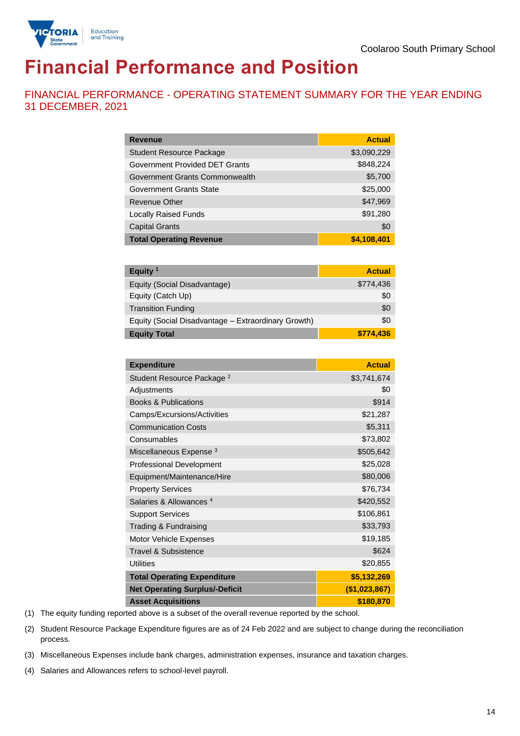Coolaroo South Primary School

# Financial Performance and Position

## FINANCIAL PERFORMANCE - OPERATING STATEMENT SUMMARY FOR THE YEAR ENDING 31 DECEMBER, 2021

| Revenue | Actual |
|---|---|
| Student Resource Package | $3,090,229 |
| Government Provided DET Grants | $848,224 |
| Government Grants Commonwealth | $5,700 |
| Government Grants State | $25,000 |
| Revenue Other | $47,969 |
| Locally Raised Funds | $91,280 |
| Capital Grants | $0 |
| **Total Operating Revenue** | **$4,108,401** |

| Equity [1] | Actual |
|---|---|
| Equity (Social Disadvantage) | $774,436 |
| Equity (Catch Up) | $0 |
| Transition Funding | $0 |
| Equity (Social Disadvantage – Extraordinary Growth) | $0 |
| **Equity Total** | **$774,436** |

| Expenditure | Actual |
|---|---|
| Student Resource Package [2] | $3,741,674 |
| Adjustments | $0 |
| Books & Publications | $914 |
| Camps/Excursions/Activities | $21,287 |
| Communication Costs | $5,311 |
| Consumables | $73,802 |
| Miscellaneous Expense [3] | $505,642 |
| Professional Development | $25,028 |
| Equipment/Maintenance/Hire | $80,006 |
| Property Services | $76,734 |
| Salaries & Allowances [4] | $420,552 |
| Support Services | $106,861 |
| Trading & Fundraising | $33,793 |
| Motor Vehicle Expenses | $19,185 |
| Travel & Subsistence | $624 |
| Utilities | $20,855 |
| **Total Operating Expenditure** | **$5,132,269** |
| **Net Operating Surplus/-Deficit** | **($1,023,867)** |
| **Asset Acquisitions** | **$180,870** |

(1) The equity funding reported above is a subset of the overall revenue reported by the school.

(2) Student Resource Package Expenditure figures are as of 24 Feb 2022 and are subject to change during the reconciliation process.

(3) Miscellaneous Expenses include bank charges, administration expenses, insurance and taxation charges.

(4) Salaries and Allowances refers to school-level payroll.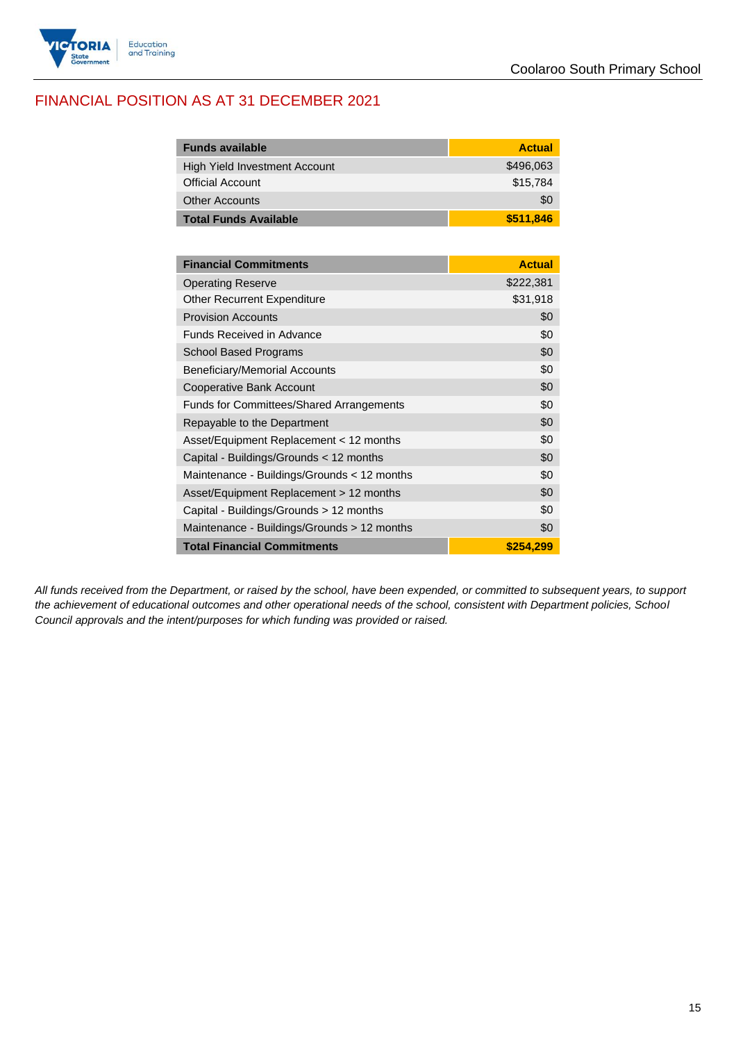# FINANCIAL POSITION AS AT 31 DECEMBER 2021

| Funds available | Actual |
|---|---|
| High Yield Investment Account | $496,063 |
| Official Account | $15,784 |
| Other Accounts | $0 |
| **Total Funds Available** | **$511,846** |

| Financial Commitments | Actual |
|---|---|
| Operating Reserve | $222,381 |
| Other Recurrent Expenditure | $31,918 |
| Provision Accounts | $0 |
| Funds Received in Advance | $0 |
| School Based Programs | $0 |
| Beneficiary/Memorial Accounts | $0 |
| Cooperative Bank Account | $0 |
| Funds for Committees/Shared Arrangements | $0 |
| Repayable to the Department | $0 |
| Asset/Equipment Replacement < 12 months | $0 |
| Capital - Buildings/Grounds < 12 months | $0 |
| Maintenance - Buildings/Grounds < 12 months | $0 |
| Asset/Equipment Replacement > 12 months | $0 |
| Capital - Buildings/Grounds > 12 months | $0 |
| Maintenance - Buildings/Grounds > 12 months | $0 |
| **Total Financial Commitments** | **$254,299** |

*All funds received from the Department, or raised by the school, have been expended, or committed to subsequent years, to support the achievement of educational outcomes and other operational needs of the school, consistent with Department policies, School Council approvals and the intent/purposes for which funding was provided or raised.*